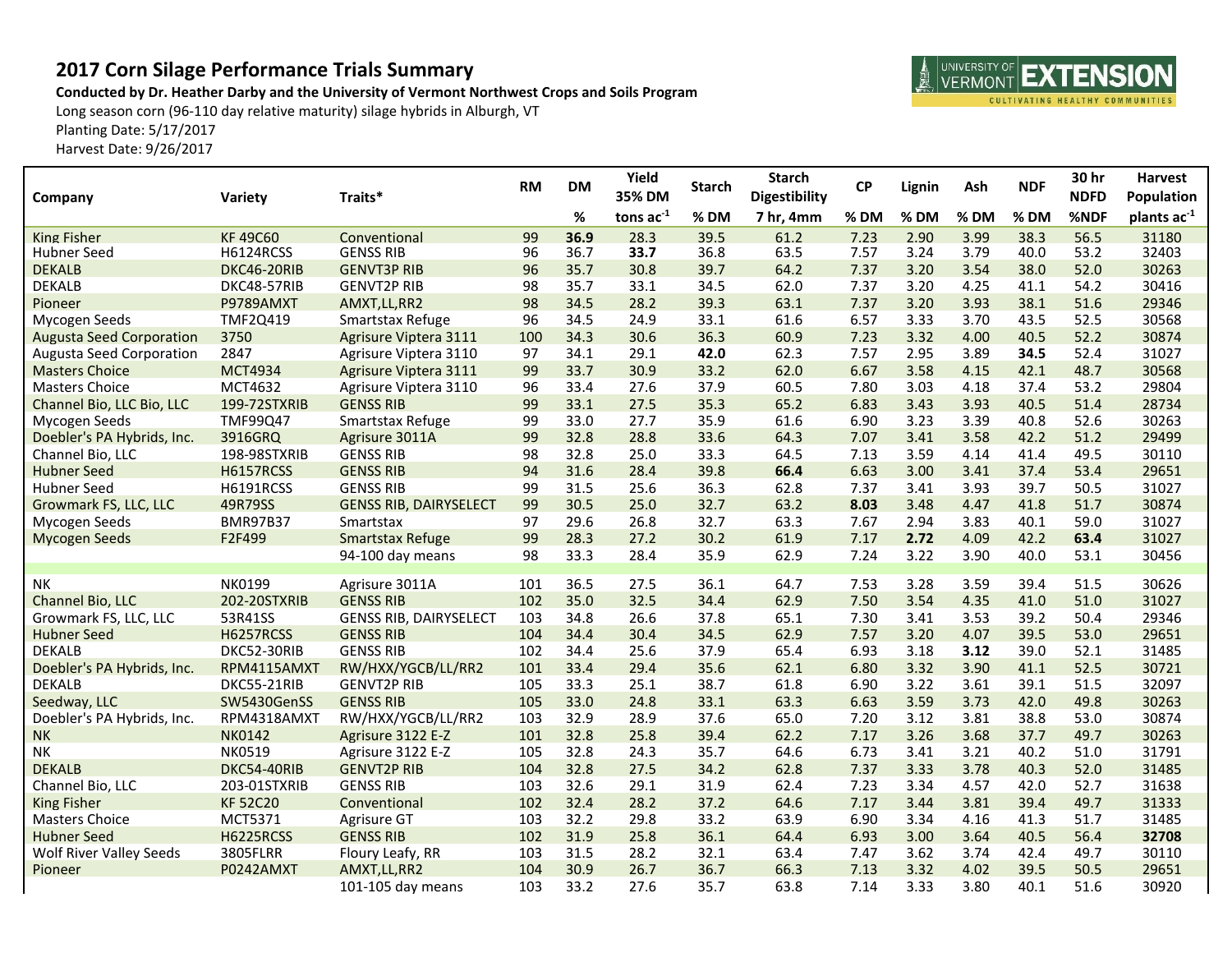# 2017 Corn Silage Performance Trials Summary

**Conducted by Dr. Heather Darby and the University of Vermont Northwest Crops and Soils Program**

Long season corn (96-110 day relative maturity) silage hybrids in Alburgh, VT

Planting Date: 5/17/2017

Harvest Date: 9/26/2017

| Company | Variety | Traits* | RM | DM | Yield 35% DM | Starch | Starch Digestibility | CP | Lignin | Ash | NDF | 30 hr NDFD | Harvest Population |
|---|---|---|---|---|---|---|---|---|---|---|---|---|---|
| | | | | % | tons ac$^{-1}$ | % DM | 7 hr, 4mm | % DM | % DM | % DM | % DM | %NDF | plants ac$^{-1}$ |
| King Fisher | KF 49C60 | Conventional | 99 | **36.9** | 28.3 | 39.5 | 61.2 | 7.23 | 2.90 | 3.99 | 38.3 | 56.5 | 31180 |
| Hubner Seed | H6124RCSS | GENSS RIB | 96 | 36.7 | **33.7** | 36.8 | 63.5 | 7.57 | 3.24 | 3.79 | 40.0 | 53.2 | 32403 |
| DEKALB | DKC46-20RIB | GENVT3P RIB | 96 | 35.7 | 30.8 | 39.7 | 64.2 | 7.37 | 3.20 | 3.54 | 38.0 | 52.0 | 30263 |
| DEKALB | DKC48-57RIB | GENVT2P RIB | 98 | 35.7 | 33.1 | 34.5 | 62.0 | 7.37 | 3.20 | 4.25 | 41.1 | 54.2 | 30416 |
| Pioneer | P9789AMXT | AMXT,LL,RR2 | 98 | 34.5 | 28.2 | 39.3 | 63.1 | 7.37 | 3.20 | 3.93 | 38.1 | 51.6 | 29346 |
| Mycogen Seeds | TMF2Q419 | Smartstax Refuge | 96 | 34.5 | 24.9 | 33.1 | 61.6 | 6.57 | 3.33 | 3.70 | 43.5 | 52.5 | 30568 |
| Augusta Seed Corporation | 3750 | Agrisure Viptera 3111 | 100 | 34.3 | 30.6 | 36.3 | 60.9 | 7.23 | 3.32 | 4.00 | 40.5 | 52.2 | 30874 |
| Augusta Seed Corporation | 2847 | Agrisure Viptera 3110 | 97 | 34.1 | 29.1 | **42.0** | 62.3 | 7.57 | 2.95 | 3.89 | **34.5** | 52.4 | 31027 |
| Masters Choice | MCT4934 | Agrisure Viptera 3111 | 99 | 33.7 | 30.9 | 33.2 | 62.0 | 6.67 | 3.58 | 4.15 | 42.1 | 48.7 | 30568 |
| Masters Choice | MCT4632 | Agrisure Viptera 3110 | 96 | 33.4 | 27.6 | 37.9 | 60.5 | 7.80 | 3.03 | 4.18 | 37.4 | 53.2 | 29804 |
| Channel Bio, LLC Bio, LLC | 199-72STXRIB | GENSS RIB | 99 | 33.1 | 27.5 | 35.3 | 65.2 | 6.83 | 3.43 | 3.93 | 40.5 | 51.4 | 28734 |
| Mycogen Seeds | TMF99Q47 | Smartstax Refuge | 99 | 33.0 | 27.7 | 35.9 | 61.6 | 6.90 | 3.23 | 3.39 | 40.8 | 52.6 | 30263 |
| Doebler's PA Hybrids, Inc. | 3916GRQ | Agrisure 3011A | 99 | 32.8 | 28.8 | 33.6 | 64.3 | 7.07 | 3.41 | 3.58 | 42.2 | 51.2 | 29499 |
| Channel Bio, LLC | 198-98STXRIB | GENSS RIB | 98 | 32.8 | 25.0 | 33.3 | 64.5 | 7.13 | 3.59 | 4.14 | 41.4 | 49.5 | 30110 |
| Hubner Seed | H6157RCSS | GENSS RIB | 94 | 31.6 | 28.4 | 39.8 | **66.4** | 6.63 | 3.00 | 3.41 | 37.4 | 53.4 | 29651 |
| Hubner Seed | H6191RCSS | GENSS RIB | 99 | 31.5 | 25.6 | 36.3 | 62.8 | 7.37 | 3.41 | 3.93 | 39.7 | 50.5 | 31027 |
| Growmark FS, LLC, LLC | 49R79SS | GENSS RIB, DAIRYSELECT | 99 | 30.5 | 25.0 | 32.7 | 63.2 | **8.03** | 3.48 | 4.47 | 41.8 | 51.7 | 30874 |
| Mycogen Seeds | BMR97B37 | Smartstax | 97 | 29.6 | 26.8 | 32.7 | 63.3 | 7.67 | 2.94 | 3.83 | 40.1 | 59.0 | 31027 |
| Mycogen Seeds | F2F499 | Smartstax Refuge | 99 | 28.3 | 27.2 | 30.2 | 61.9 | 7.17 | **2.72** | 4.09 | 42.2 | **63.4** | 31027 |
| | | 94-100 day means | 98 | 33.3 | 28.4 | 35.9 | 62.9 | 7.24 | 3.22 | 3.90 | 40.0 | 53.1 | 30456 |
| NK | NK0199 | Agrisure 3011A | 101 | 36.5 | 27.5 | 36.1 | 64.7 | 7.53 | 3.28 | 3.59 | 39.4 | 51.5 | 30626 |
| Channel Bio, LLC | 202-20STXRIB | GENSS RIB | 102 | 35.0 | 32.5 | 34.4 | 62.9 | 7.50 | 3.54 | 4.35 | 41.0 | 51.0 | 31027 |
| Growmark FS, LLC, LLC | 53R41SS | GENSS RIB, DAIRYSELECT | 103 | 34.8 | 26.6 | 37.8 | 65.1 | 7.30 | 3.41 | 3.53 | 39.2 | 50.4 | 29346 |
| Hubner Seed | H6257RCSS | GENSS RIB | 104 | 34.4 | 30.4 | 34.5 | 62.9 | 7.57 | 3.20 | 4.07 | 39.5 | 53.0 | 29651 |
| DEKALB | DKC52-30RIB | GENSS RIB | 102 | 34.4 | 25.6 | 37.9 | 65.4 | 6.93 | 3.18 | **3.12** | 39.0 | 52.1 | 31485 |
| Doebler's PA Hybrids, Inc. | RPM4115AMXT | RW/HXX/YGCB/LL/RR2 | 101 | 33.4 | 29.4 | 35.6 | 62.1 | 6.80 | 3.32 | 3.90 | 41.1 | 52.5 | 30721 |
| DEKALB | DKC55-21RIB | GENVT2P RIB | 105 | 33.3 | 25.1 | 38.7 | 61.8 | 6.90 | 3.22 | 3.61 | 39.1 | 51.5 | 32097 |
| Seedway, LLC | SW5430GenSS | GENSS RIB | 105 | 33.0 | 24.8 | 33.1 | 63.3 | 6.63 | 3.59 | 3.73 | 42.0 | 49.8 | 30263 |
| Doebler's PA Hybrids, Inc. | RPM4318AMXT | RW/HXX/YGCB/LL/RR2 | 103 | 32.9 | 28.9 | 37.6 | 65.0 | 7.20 | 3.12 | 3.81 | 38.8 | 53.0 | 30874 |
| NK | NK0142 | Agrisure 3122 E-Z | 101 | 32.8 | 25.8 | 39.4 | 62.2 | 7.17 | 3.26 | 3.68 | 37.7 | 49.7 | 30263 |
| NK | NK0519 | Agrisure 3122 E-Z | 105 | 32.8 | 24.3 | 35.7 | 64.6 | 6.73 | 3.41 | 3.21 | 40.2 | 51.0 | 31791 |
| DEKALB | DKC54-40RIB | GENVT2P RIB | 104 | 32.8 | 27.5 | 34.2 | 62.8 | 7.37 | 3.33 | 3.78 | 40.3 | 52.0 | 31485 |
| Channel Bio, LLC | 203-01STXRIB | GENSS RIB | 103 | 32.6 | 29.1 | 31.9 | 62.4 | 7.23 | 3.34 | 4.57 | 42.0 | 52.7 | 31638 |
| King Fisher | KF 52C20 | Conventional | 102 | 32.4 | 28.2 | 37.2 | 64.6 | 7.17 | 3.44 | 3.81 | 39.4 | 49.7 | 31333 |
| Masters Choice | MCT5371 | Agrisure GT | 103 | 32.2 | 29.8 | 33.2 | 63.9 | 6.90 | 3.34 | 4.16 | 41.3 | 51.7 | 31485 |
| Hubner Seed | H6225RCSS | GENSS RIB | 102 | 31.9 | 25.8 | 36.1 | 64.4 | 6.93 | 3.00 | 3.64 | 40.5 | 56.4 | **32708** |
| Wolf River Valley Seeds | 3805FLRR | Floury Leafy, RR | 103 | 31.5 | 28.2 | 32.1 | 63.4 | 7.47 | 3.62 | 3.74 | 42.4 | 49.7 | 30110 |
| Pioneer | P0242AMXT | AMXT,LL,RR2 | 104 | 30.9 | 26.7 | 36.7 | 66.3 | 7.13 | 3.32 | 4.02 | 39.5 | 50.5 | 29651 |
| | | 101-105 day means | 103 | 33.2 | 27.6 | 35.7 | 63.8 | 7.14 | 3.33 | 3.80 | 40.1 | 51.6 | 30920 |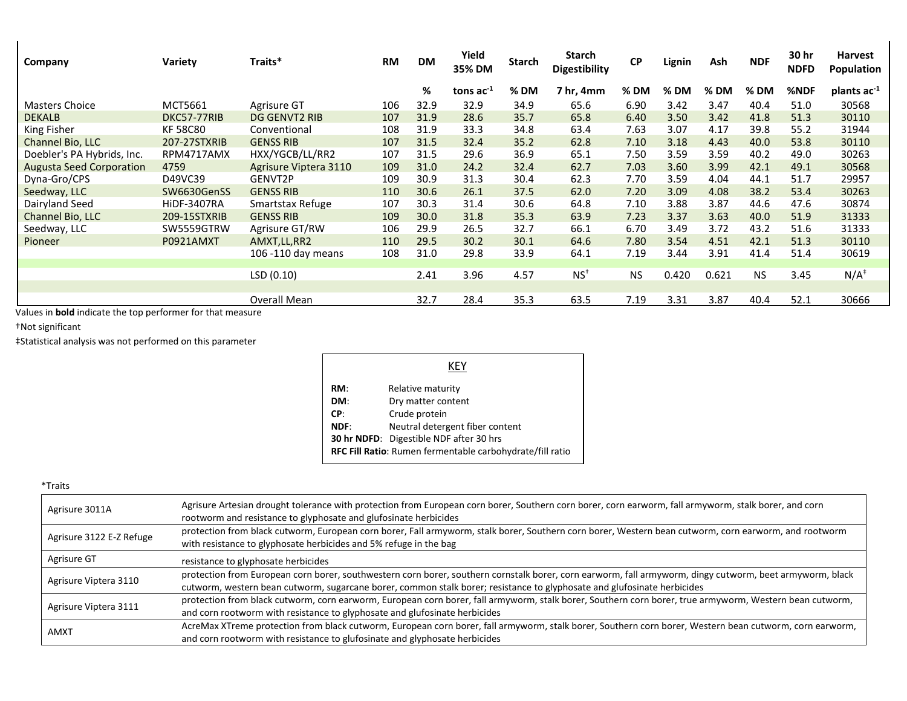| Company | Variety | Traits* | RM | DM | Yield 35% DM | Starch | Starch Digestibility | CP | Lignin | Ash | NDF | 30 hr NDFD | Harvest Population |
|---|---|---|---|---|---|---|---|---|---|---|---|---|---|
| | | | | % | tons $ac^{-1}$ | % DM | 7 hr, 4mm | % DM | % DM | % DM | % DM | %NDF | plants $ac^{-1}$ |
| Masters Choice | MCT5661 | Agrisure GT | 106 | 32.9 | 32.9 | 34.9 | 65.6 | 6.90 | 3.42 | 3.47 | 40.4 | 51.0 | 30568 |
| DEKALB | DKC57-77RIB | DG GENVT2 RIB | 107 | 31.9 | 28.6 | 35.7 | 65.8 | 6.40 | 3.50 | 3.42 | 41.8 | 51.3 | 30110 |
| King Fisher | KF 58C80 | Conventional | 108 | 31.9 | 33.3 | 34.8 | 63.4 | 7.63 | 3.07 | 4.17 | 39.8 | 55.2 | 31944 |
| Channel Bio, LLC | 207-27STXRIB | GENSS RIB | 107 | 31.5 | 32.4 | 35.2 | 62.8 | 7.10 | 3.18 | 4.43 | 40.0 | 53.8 | 30110 |
| Doebler's PA Hybrids, Inc. | RPM4717AMX | HXX/YGCB/LL/RR2 | 107 | 31.5 | 29.6 | 36.9 | 65.1 | 7.50 | 3.59 | 3.59 | 40.2 | 49.0 | 30263 |
| Augusta Seed Corporation | 4759 | Agrisure Viptera 3110 | 109 | 31.0 | 24.2 | 32.4 | 62.7 | 7.03 | 3.60 | 3.99 | 42.1 | 49.1 | 30568 |
| Dyna-Gro/CPS | D49VC39 | GENVT2P | 109 | 30.9 | 31.3 | 30.4 | 62.3 | 7.70 | 3.59 | 4.04 | 44.1 | 51.7 | 29957 |
| Seedway, LLC | SW6630GenSS | GENSS RIB | 110 | 30.6 | 26.1 | 37.5 | 62.0 | 7.20 | 3.09 | 4.08 | 38.2 | 53.4 | 30263 |
| Dairyland Seed | HiDF-3407RA | Smartstax Refuge | 107 | 30.3 | 31.4 | 30.6 | 64.8 | 7.10 | 3.88 | 3.87 | 44.6 | 47.6 | 30874 |
| Channel Bio, LLC | 209-15STXRIB | GENSS RIB | 109 | 30.0 | 31.8 | 35.3 | 63.9 | 7.23 | 3.37 | 3.63 | 40.0 | 51.9 | 31333 |
| Seedway, LLC | SW5559GTRW | Agrisure GT/RW | 106 | 29.9 | 26.5 | 32.7 | 66.1 | 6.70 | 3.49 | 3.72 | 43.2 | 51.6 | 31333 |
| Pioneer | P0921AMXT | AMXT,LL,RR2 | 110 | 29.5 | 30.2 | 30.1 | 64.6 | 7.80 | 3.54 | 4.51 | 42.1 | 51.3 | 30110 |
| | | 106 -110 day means | 108 | 31.0 | 29.8 | 33.9 | 64.1 | 7.19 | 3.44 | 3.91 | 41.4 | 51.4 | 30619 |
| | | LSD (0.10) | | 2.41 | 3.96 | 4.57 | NS† | NS | 0.420 | 0.621 | NS | 3.45 | N/A‡ |
| | | Overall Mean | | 32.7 | 28.4 | 35.3 | 63.5 | 7.19 | 3.31 | 3.87 | 40.4 | 52.1 | 30666 |

Values in **bold** indicate the top performer for that measure

†Not significant

‡Statistical analysis was not performed on this parameter

**KEY**

- **RM**: Relative maturity
- **DM**: Dry matter content
- **CP**: Crude protein
- **NDF**: Neutral detergent fiber content
- **30 hr NDFD**: Digestible NDF after 30 hrs
- **RFC Fill Ratio**: Rumen fermentable carbohydrate/fill ratio

*Traits

| | |
|---|---|
| Agrisure 3011A | Agrisure Artesian drought tolerance with protection from European corn borer, Southern corn borer, corn earworm, fall armyworm, stalk borer, and corn rootworm and resistance to glyphosate and glufosinate herbicides |
| Agrisure 3122 E-Z Refuge | protection from black cutworm, European corn borer, Fall armyworm, stalk borer, Southern corn borer, Western bean cutworm, corn earworm, and rootworm with resistance to glyphosate herbicides and 5% refuge in the bag |
| Agrisure GT | resistance to glyphosate herbicides |
| Agrisure Viptera 3110 | protection from European corn borer, southwestern corn borer, southern cornstalk borer, corn earworm, fall armyworm, dingy cutworm, beet armyworm, black cutworm, western bean cutworm, sugarcane borer, common stalk borer; resistance to glyphosate and glufosinate herbicides |
| Agrisure Viptera 3111 | protection from black cutworm, corn earworm, European corn borer, fall armyworm, stalk borer, Southern corn borer, true armyworm, Western bean cutworm, and corn rootworm with resistance to glyphosate and glufosinate herbicides |
| AMXT | AcreMax XTreme protection from black cutworm, European corn borer, fall armyworm, stalk borer, Southern corn borer, Western bean cutworm, corn earworm, and corn rootworm with resistance to glufosinate and glyphosate herbicides |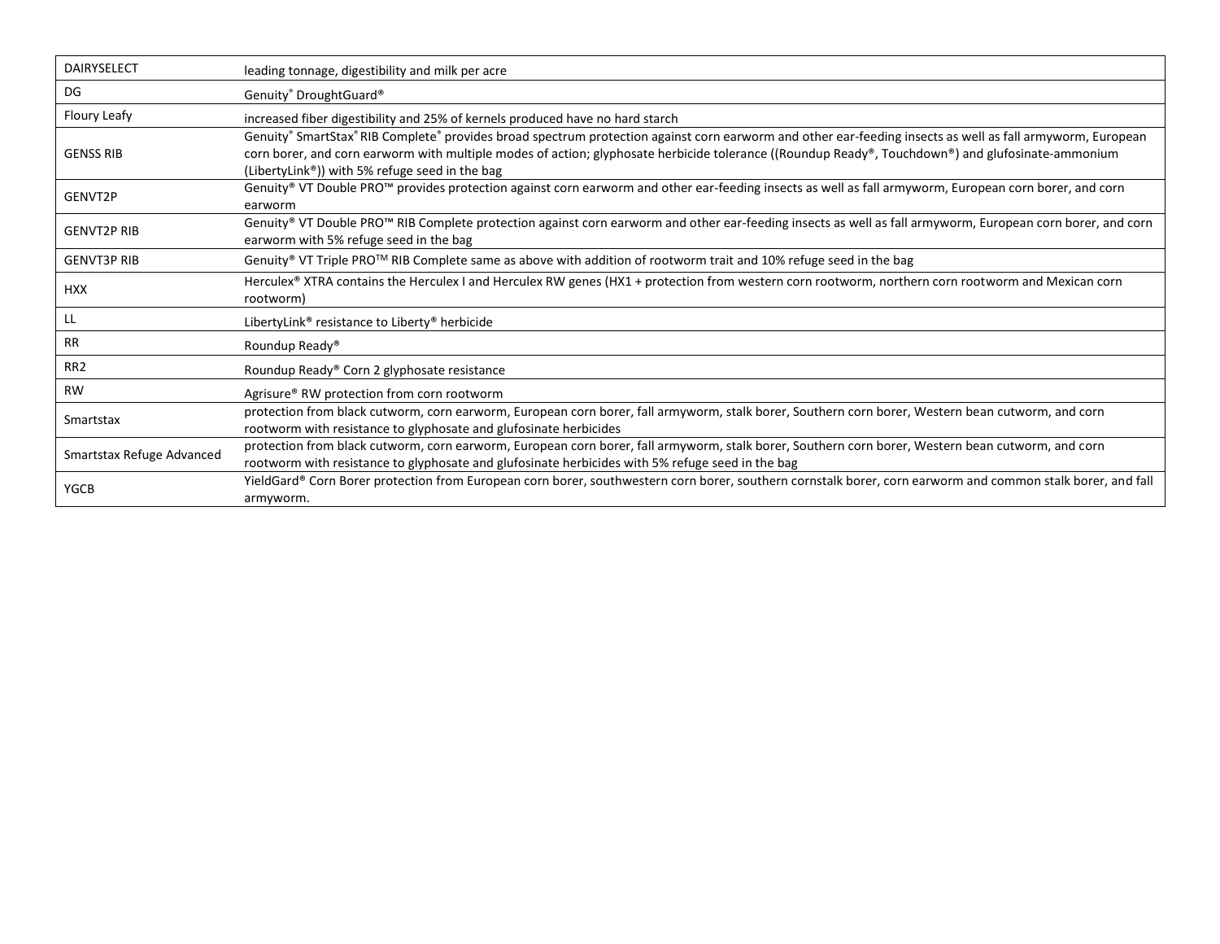| | |
|---|---|
| DAIRYSELECT | leading tonnage, digestibility and milk per acre |
| DG | Genuity® DroughtGuard® |
| Floury Leafy | increased fiber digestibility and 25% of kernels produced have no hard starch |
| GENSS RIB | Genuity® SmartStax® RIB Complete® provides broad spectrum protection against corn earworm and other ear-feeding insects as well as fall armyworm, European corn borer, and corn earworm with multiple modes of action; glyphosate herbicide tolerance ((Roundup Ready®, Touchdown®) and glufosinate-ammonium (LibertyLink®)) with 5% refuge seed in the bag |
| GENVT2P | Genuity® VT Double PRO™ provides protection against corn earworm and other ear-feeding insects as well as fall armyworm, European corn borer, and corn earworm |
| GENVT2P RIB | Genuity® VT Double PRO™ RIB Complete protection against corn earworm and other ear-feeding insects as well as fall armyworm, European corn borer, and corn earworm with 5% refuge seed in the bag |
| GENVT3P RIB | Genuity® VT Triple PRO™ RIB Complete same as above with addition of rootworm trait and 10% refuge seed in the bag |
| HXX | Herculex® XTRA contains the Herculex I and Herculex RW genes (HX1 + protection from western corn rootworm, northern corn rootworm and Mexican corn rootworm) |
| LL | LibertyLink® resistance to Liberty® herbicide |
| RR | Roundup Ready® |
| RR2 | Roundup Ready® Corn 2 glyphosate resistance |
| RW | Agrisure® RW protection from corn rootworm |
| Smartstax | protection from black cutworm, corn earworm, European corn borer, fall armyworm, stalk borer, Southern corn borer, Western bean cutworm, and corn rootworm with resistance to glyphosate and glufosinate herbicides |
| Smartstax Refuge Advanced | protection from black cutworm, corn earworm, European corn borer, fall armyworm, stalk borer, Southern corn borer, Western bean cutworm, and corn rootworm with resistance to glyphosate and glufosinate herbicides with 5% refuge seed in the bag |
| YGCB | YieldGard® Corn Borer protection from European corn borer, southwestern corn borer, southern cornstalk borer, corn earworm and common stalk borer, and fall armyworm. |